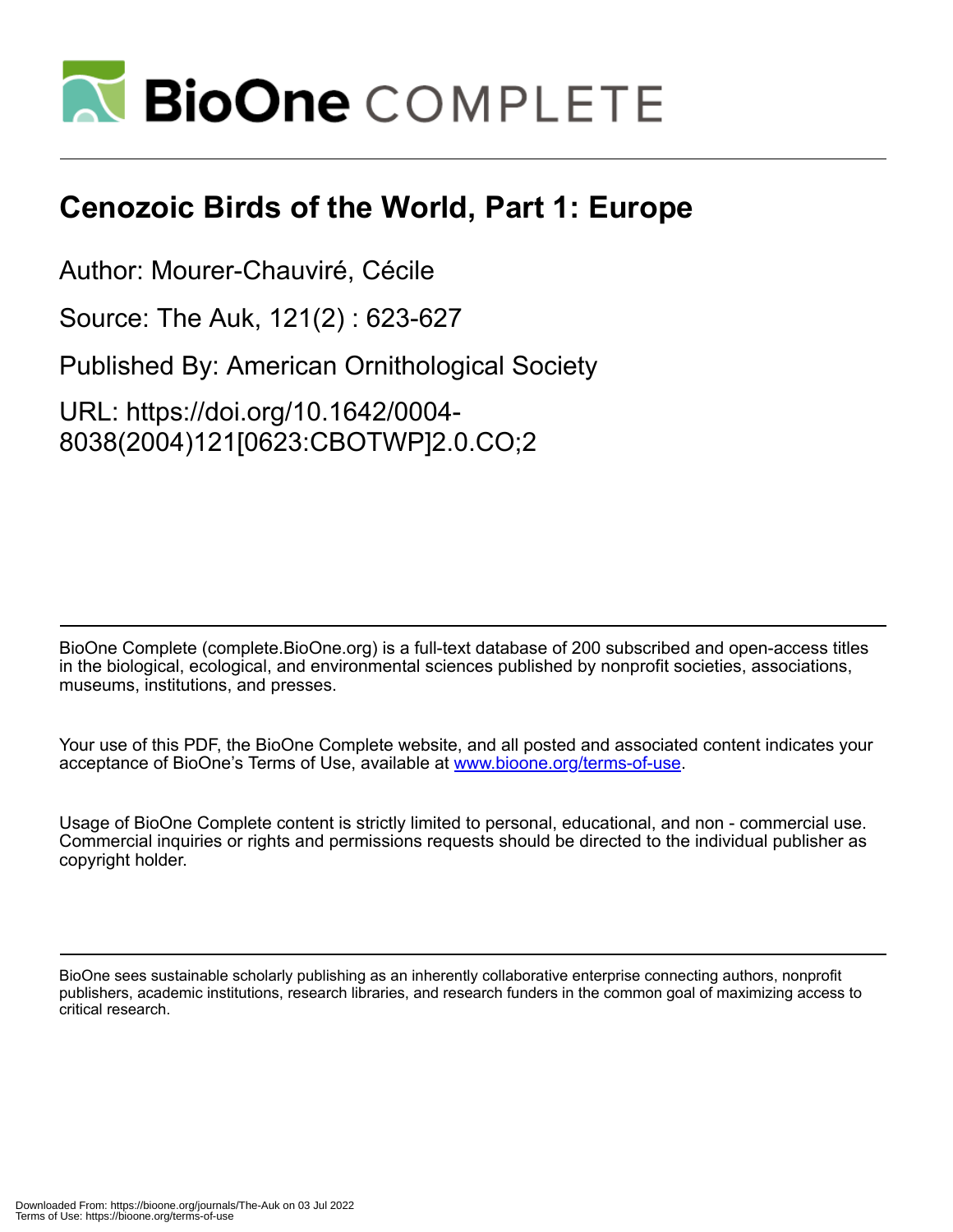# Cenozoic Birds of the World, Part 1: Europe

Author: Mourer-Chauviré, Cécile

Source: The Auk, 121(2) : 623-627

Published By: American Ornithological Society

URL: https://doi.org/10.1642/0004-8038(2004)121[0623:CBOTWP]2.0.CO;2

BioOne Complete (complete.BioOne.org) is a full-text database of 200 subscribed and open-access titles in the biological, ecological, and environmental sciences published by nonprofit societies, associations, museums, institutions, and presses.

Your use of this PDF, the BioOne Complete website, and all posted and associated content indicates your acceptance of BioOne's Terms of Use, available at www.bioone.org/terms-of-use.

Usage of BioOne Complete content is strictly limited to personal, educational, and non - commercial use. Commercial inquiries or rights and permissions requests should be directed to the individual publisher as copyright holder.

BioOne sees sustainable scholarly publishing as an inherently collaborative enterprise connecting authors, nonprofit publishers, academic institutions, research libraries, and research funders in the common goal of maximizing access to critical research.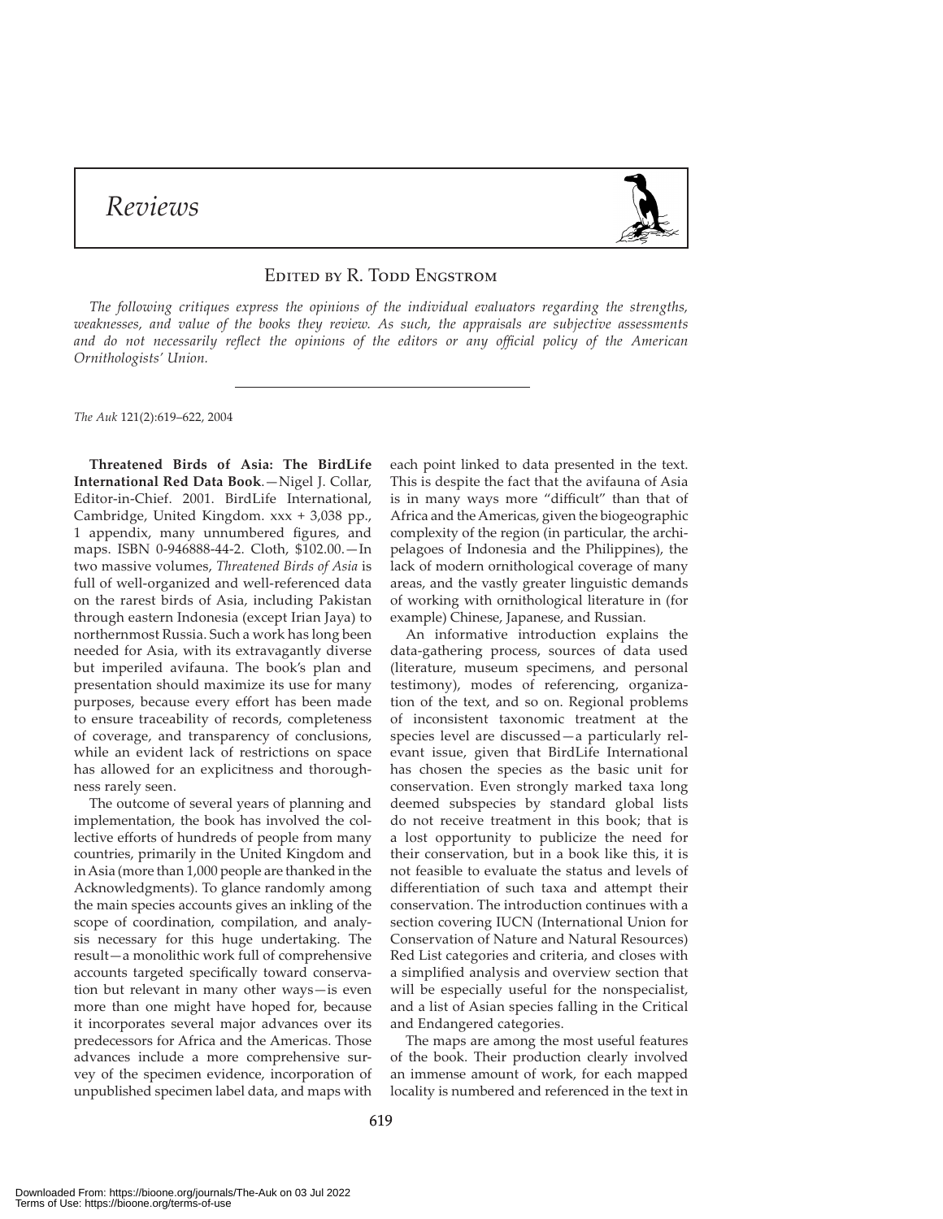# Reviews

## Edited by R. Todd Engstrom

*The following critiques express the opinions of the individual evaluators regarding the strengths, weaknesses, and value of the books they review. As such, the appraisals are subjective assessments and do not necessarily reflect the opinions of the editors or any official policy of the American Ornithologists' Union.*

---

*The Auk* 121(2):619–622, 2004

**Threatened Birds of Asia: The BirdLife International Red Data Book**.—Nigel J. Collar, Editor-in-Chief. 2001. BirdLife International, Cambridge, United Kingdom. xxx + 3,038 pp., 1 appendix, many unnumbered figures, and maps. ISBN 0-946888-44-2. Cloth, $102.00.—In two massive volumes, *Threatened Birds of Asia* is full of well-organized and well-referenced data on the rarest birds of Asia, including Pakistan through eastern Indonesia (except Irian Jaya) to northernmost Russia. Such a work has long been needed for Asia, with its extravagantly diverse but imperiled avifauna. The book's plan and presentation should maximize its use for many purposes, because every effort has been made to ensure traceability of records, completeness of coverage, and transparency of conclusions, while an evident lack of restrictions on space has allowed for an explicitness and thoroughness rarely seen.

The outcome of several years of planning and implementation, the book has involved the collective efforts of hundreds of people from many countries, primarily in the United Kingdom and in Asia (more than 1,000 people are thanked in the Acknowledgments). To glance randomly among the main species accounts gives an inkling of the scope of coordination, compilation, and analysis necessary for this huge undertaking. The result—a monolithic work full of comprehensive accounts targeted specifically toward conservation but relevant in many other ways—is even more than one might have hoped for, because it incorporates several major advances over its predecessors for Africa and the Americas. Those advances include a more comprehensive survey of the specimen evidence, incorporation of unpublished specimen label data, and maps with each point linked to data presented in the text. This is despite the fact that the avifauna of Asia is in many ways more "difficult" than that of Africa and the Americas, given the biogeographic complexity of the region (in particular, the archipelagoes of Indonesia and the Philippines), the lack of modern ornithological coverage of many areas, and the vastly greater linguistic demands of working with ornithological literature in (for example) Chinese, Japanese, and Russian.

An informative introduction explains the data-gathering process, sources of data used (literature, museum specimens, and personal testimony), modes of referencing, organization of the text, and so on. Regional problems of inconsistent taxonomic treatment at the species level are discussed—a particularly relevant issue, given that BirdLife International has chosen the species as the basic unit for conservation. Even strongly marked taxa long deemed subspecies by standard global lists do not receive treatment in this book; that is a lost opportunity to publicize the need for their conservation, but in a book like this, it is not feasible to evaluate the status and levels of differentiation of such taxa and attempt their conservation. The introduction continues with a section covering IUCN (International Union for Conservation of Nature and Natural Resources) Red List categories and criteria, and closes with a simplified analysis and overview section that will be especially useful for the nonspecialist, and a list of Asian species falling in the Critical and Endangered categories.

The maps are among the most useful features of the book. Their production clearly involved an immense amount of work, for each mapped locality is numbered and referenced in the text in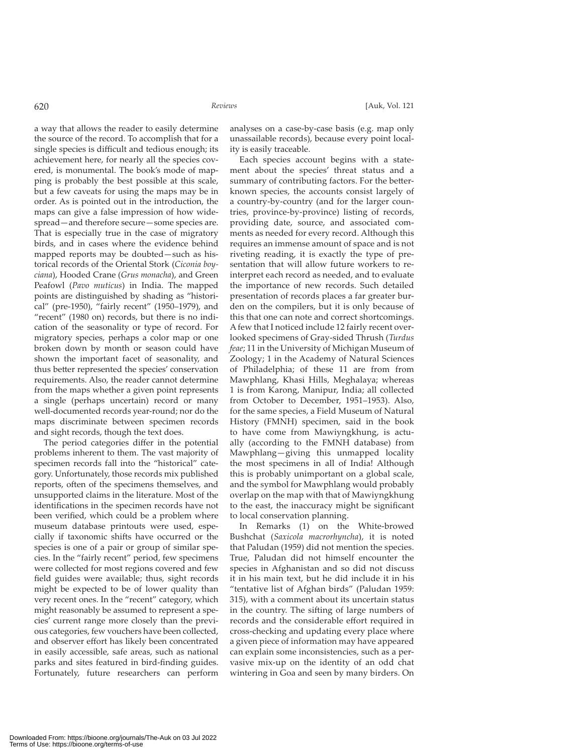a way that allows the reader to easily determine the source of the record. To accomplish that for a single species is difficult and tedious enough; its achievement here, for nearly all the species covered, is monumental. The book's mode of mapping is probably the best possible at this scale, but a few caveats for using the maps may be in order. As is pointed out in the introduction, the maps can give a false impression of how widespread—and therefore secure—some species are. That is especially true in the case of migratory birds, and in cases where the evidence behind mapped reports may be doubted—such as historical records of the Oriental Stork (*Ciconia boyciana*), Hooded Crane (*Grus monacha*), and Green Peafowl (*Pavo muticus*) in India. The mapped points are distinguished by shading as "historical" (pre-1950), "fairly recent" (1950–1979), and "recent" (1980 on) records, but there is no indication of the seasonality or type of record. For migratory species, perhaps a color map or one broken down by month or season could have shown the important facet of seasonality, and thus better represented the species' conservation requirements. Also, the reader cannot determine from the maps whether a given point represents a single (perhaps uncertain) record or many well-documented records year-round; nor do the maps discriminate between specimen records and sight records, though the text does.

The period categories differ in the potential problems inherent to them. The vast majority of specimen records fall into the "historical" category. Unfortunately, those records mix published reports, often of the specimens themselves, and unsupported claims in the literature. Most of the identifications in the specimen records have not been verified, which could be a problem where museum database printouts were used, especially if taxonomic shifts have occurred or the species is one of a pair or group of similar species. In the "fairly recent" period, few specimens were collected for most regions covered and few field guides were available; thus, sight records might be expected to be of lower quality than very recent ones. In the "recent" category, which might reasonably be assumed to represent a species' current range more closely than the previous categories, few vouchers have been collected, and observer effort has likely been concentrated in easily accessible, safe areas, such as national parks and sites featured in bird-finding guides. Fortunately, future researchers can perform analyses on a case-by-case basis (e.g. map only unassailable records), because every point locality is easily traceable.

Each species account begins with a statement about the species' threat status and a summary of contributing factors. For the better-known species, the accounts consist largely of a country-by-country (and for the larger countries, province-by-province) listing of records, providing date, source, and associated comments as needed for every record. Although this requires an immense amount of space and is not riveting reading, it is exactly the type of presentation that will allow future workers to reinterpret each record as needed, and to evaluate the importance of new records. Such detailed presentation of records places a far greater burden on the compilers, but it is only because of this that one can note and correct shortcomings. A few that I noticed include 12 fairly recent overlooked specimens of Gray-sided Thrush (*Turdus feae*; 11 in the University of Michigan Museum of Zoology; 1 in the Academy of Natural Sciences of Philadelphia; of these 11 are from from Mawphlang, Khasi Hills, Meghalaya; whereas 1 is from Karong, Manipur, India; all collected from October to December, 1951–1953). Also, for the same species, a Field Museum of Natural History (FMNH) specimen, said in the book to have come from Mawiyngkhung, is actually (according to the FMNH database) from Mawphlang—giving this unmapped locality the most specimens in all of India! Although this is probably unimportant on a global scale, and the symbol for Mawphlang would probably overlap on the map with that of Mawiyngkhung to the east, the inaccuracy might be significant to local conservation planning.

In Remarks (1) on the White-browed Bushchat (*Saxicola macrorhyncha*), it is noted that Paludan (1959) did not mention the species. True, Paludan did not himself encounter the species in Afghanistan and so did not discuss it in his main text, but he did include it in his "tentative list of Afghan birds" (Paludan 1959: 315), with a comment about its uncertain status in the country. The sifting of large numbers of records and the considerable effort required in cross-checking and updating every place where a given piece of information may have appeared can explain some inconsistencies, such as a pervasive mix-up on the identity of an odd chat wintering in Goa and seen by many birders. On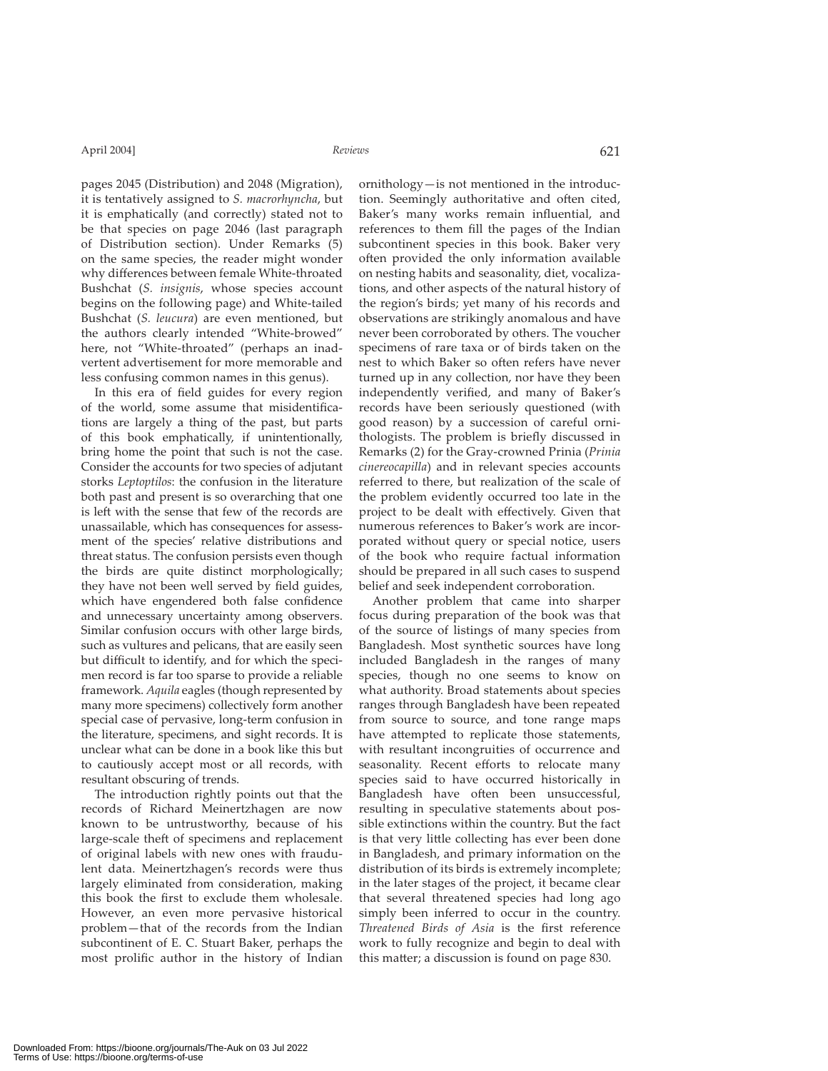pages 2045 (Distribution) and 2048 (Migration), it is tentatively assigned to *S. macrorhyncha*, but it is emphatically (and correctly) stated not to be that species on page 2046 (last paragraph of Distribution section). Under Remarks (5) on the same species, the reader might wonder why differences between female White-throated Bushchat (*S. insignis*, whose species account begins on the following page) and White-tailed Bushchat (*S. leucura*) are even mentioned, but the authors clearly intended "White-browed" here, not "White-throated" (perhaps an inadvertent advertisement for more memorable and less confusing common names in this genus).

In this era of field guides for every region of the world, some assume that misidentifications are largely a thing of the past, but parts of this book emphatically, if unintentionally, bring home the point that such is not the case. Consider the accounts for two species of adjutant storks *Leptoptilos*: the confusion in the literature both past and present is so overarching that one is left with the sense that few of the records are unassailable, which has consequences for assessment of the species' relative distributions and threat status. The confusion persists even though the birds are quite distinct morphologically; they have not been well served by field guides, which have engendered both false confidence and unnecessary uncertainty among observers. Similar confusion occurs with other large birds, such as vultures and pelicans, that are easily seen but difficult to identify, and for which the specimen record is far too sparse to provide a reliable framework. *Aquila* eagles (though represented by many more specimens) collectively form another special case of pervasive, long-term confusion in the literature, specimens, and sight records. It is unclear what can be done in a book like this but to cautiously accept most or all records, with resultant obscuring of trends.

The introduction rightly points out that the records of Richard Meinertzhagen are now known to be untrustworthy, because of his large-scale theft of specimens and replacement of original labels with new ones with fraudulent data. Meinertzhagen's records were thus largely eliminated from consideration, making this book the first to exclude them wholesale. However, an even more pervasive historical problem—that of the records from the Indian subcontinent of E. C. Stuart Baker, perhaps the most prolific author in the history of Indian ornithology—is not mentioned in the introduction. Seemingly authoritative and often cited, Baker's many works remain influential, and references to them fill the pages of the Indian subcontinent species in this book. Baker very often provided the only information available on nesting habits and seasonality, diet, vocalizations, and other aspects of the natural history of the region's birds; yet many of his records and observations are strikingly anomalous and have never been corroborated by others. The voucher specimens of rare taxa or of birds taken on the nest to which Baker so often refers have never turned up in any collection, nor have they been independently verified, and many of Baker's records have been seriously questioned (with good reason) by a succession of careful ornithologists. The problem is briefly discussed in Remarks (2) for the Gray-crowned Prinia (*Prinia cinereocapilla*) and in relevant species accounts referred to there, but realization of the scale of the problem evidently occurred too late in the project to be dealt with effectively. Given that numerous references to Baker's work are incorporated without query or special notice, users of the book who require factual information should be prepared in all such cases to suspend belief and seek independent corroboration.

Another problem that came into sharper focus during preparation of the book was that of the source of listings of many species from Bangladesh. Most synthetic sources have long included Bangladesh in the ranges of many species, though no one seems to know on what authority. Broad statements about species ranges through Bangladesh have been repeated from source to source, and tone range maps have attempted to replicate those statements, with resultant incongruities of occurrence and seasonality. Recent efforts to relocate many species said to have occurred historically in Bangladesh have often been unsuccessful, resulting in speculative statements about possible extinctions within the country. But the fact is that very little collecting has ever been done in Bangladesh, and primary information on the distribution of its birds is extremely incomplete; in the later stages of the project, it became clear that several threatened species had long ago simply been inferred to occur in the country. *Threatened Birds of Asia* is the first reference work to fully recognize and begin to deal with this matter; a discussion is found on page 830.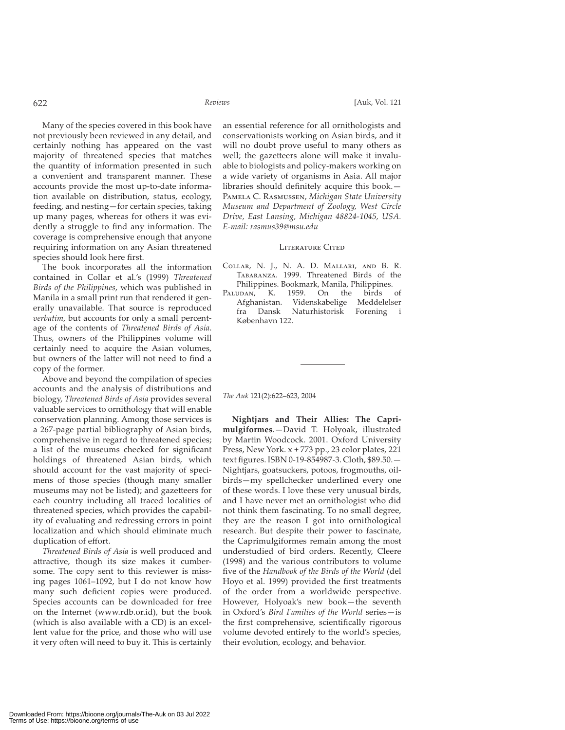Many of the species covered in this book have not previously been reviewed in any detail, and certainly nothing has appeared on the vast majority of threatened species that matches the quantity of information presented in such a convenient and transparent manner. These accounts provide the most up-to-date information available on distribution, status, ecology, feeding, and nesting—for certain species, taking up many pages, whereas for others it was evidently a struggle to find any information. The coverage is comprehensive enough that anyone requiring information on any Asian threatened species should look here first.

The book incorporates all the information contained in Collar et al.'s (1999) *Threatened Birds of the Philippines*, which was published in Manila in a small print run that rendered it generally unavailable. That source is reproduced *verbatim*, but accounts for only a small percentage of the contents of *Threatened Birds of Asia*. Thus, owners of the Philippines volume will certainly need to acquire the Asian volumes, but owners of the latter will not need to find a copy of the former.

Above and beyond the compilation of species accounts and the analysis of distributions and biology, *Threatened Birds of Asia* provides several valuable services to ornithology that will enable conservation planning. Among those services is a 267-page partial bibliography of Asian birds, comprehensive in regard to threatened species; a list of the museums checked for significant holdings of threatened Asian birds, which should account for the vast majority of specimens of those species (though many smaller museums may not be listed); and gazetteers for each country including all traced localities of threatened species, which provides the capability of evaluating and redressing errors in point localization and which should eliminate much duplication of effort.

*Threatened Birds of Asia* is well produced and attractive, though its size makes it cumbersome. The copy sent to this reviewer is missing pages 1061–1092, but I do not know how many such deficient copies were produced. Species accounts can be downloaded for free on the Internet (www.rdb.or.id), but the book (which is also available with a CD) is an excellent value for the price, and those who will use it very often will need to buy it. This is certainly an essential reference for all ornithologists and conservationists working on Asian birds, and it will no doubt prove useful to many others as well; the gazetteers alone will make it invaluable to biologists and policy-makers working on a wide variety of organisms in Asia. All major libraries should definitely acquire this book.—Pamela C. Rasmussen, *Michigan State University Museum and Department of Zoology, West Circle Drive, East Lansing, Michigan 48824-1045, USA. E-mail: rasmus39@msu.edu*

### Literature Cited

Collar, N. J., N. A. D. Mallari, and B. R. Tabaranza. 1999. Threatened Birds of the Philippines. Bookmark, Manila, Philippines.

Paludan, K. 1959. On the birds of Afghanistan. Videnskabelige Meddelelser fra Dansk Naturhistorisk Forening i København 122.

---

*The Auk* 121(2):622–623, 2004

**Nightjars and Their Allies: The Caprimulgiformes**.—David T. Holyoak, illustrated by Martin Woodcock. 2001. Oxford University Press, New York. x + 773 pp., 23 color plates, 221 text figures. ISBN 0-19-854987-3. Cloth, $89.50.—Nightjars, goatsuckers, potoos, frogmouths, oilbirds—my spellchecker underlined every one of these words. I love these very unusual birds, and I have never met an ornithologist who did not think them fascinating. To no small degree, they are the reason I got into ornithological research. But despite their power to fascinate, the Caprimulgiformes remain among the most understudied of bird orders. Recently, Cleere (1998) and the various contributors to volume five of the *Handbook of the Birds of the World* (del Hoyo et al. 1999) provided the first treatments of the order from a worldwide perspective. However, Holyoak's new book—the seventh in Oxford's *Bird Families of the World* series—is the first comprehensive, scientifically rigorous volume devoted entirely to the world's species, their evolution, ecology, and behavior.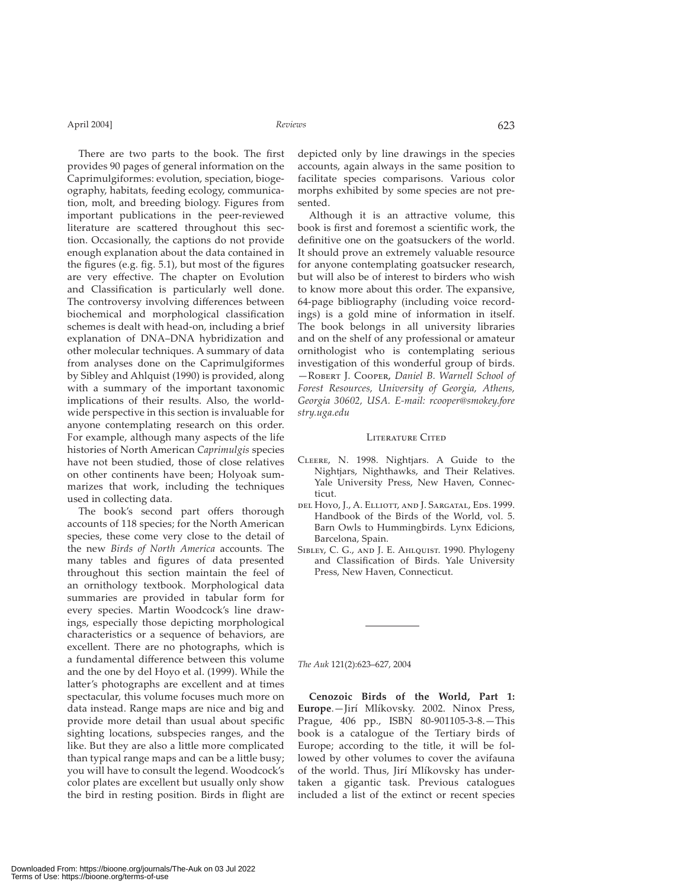There are two parts to the book. The first provides 90 pages of general information on the Caprimulgiformes: evolution, speciation, biogeography, habitats, feeding ecology, communication, molt, and breeding biology. Figures from important publications in the peer-reviewed literature are scattered throughout this section. Occasionally, the captions do not provide enough explanation about the data contained in the figures (e.g. fig. 5.1), but most of the figures are very effective. The chapter on Evolution and Classification is particularly well done. The controversy involving differences between biochemical and morphological classification schemes is dealt with head-on, including a brief explanation of DNA–DNA hybridization and other molecular techniques. A summary of data from analyses done on the Caprimulgiformes by Sibley and Ahlquist (1990) is provided, along with a summary of the important taxonomic implications of their results. Also, the worldwide perspective in this section is invaluable for anyone contemplating research on this order. For example, although many aspects of the life histories of North American *Caprimulgis* species have not been studied, those of close relatives on other continents have been; Holyoak summarizes that work, including the techniques used in collecting data.

The book's second part offers thorough accounts of 118 species; for the North American species, these come very close to the detail of the new *Birds of North America* accounts. The many tables and figures of data presented throughout this section maintain the feel of an ornithology textbook. Morphological data summaries are provided in tabular form for every species. Martin Woodcock's line drawings, especially those depicting morphological characteristics or a sequence of behaviors, are excellent. There are no photographs, which is a fundamental difference between this volume and the one by del Hoyo et al. (1999). While the latter's photographs are excellent and at times spectacular, this volume focuses much more on data instead. Range maps are nice and big and provide more detail than usual about specific sighting locations, subspecies ranges, and the like. But they are also a little more complicated than typical range maps and can be a little busy; you will have to consult the legend. Woodcock's color plates are excellent but usually only show the bird in resting position. Birds in flight are depicted only by line drawings in the species accounts, again always in the same position to facilitate species comparisons. Various color morphs exhibited by some species are not presented.

Although it is an attractive volume, this book is first and foremost a scientific work, the definitive one on the goatsuckers of the world. It should prove an extremely valuable resource for anyone contemplating goatsucker research, but will also be of interest to birders who wish to know more about this order. The expansive, 64-page bibliography (including voice recordings) is a gold mine of information in itself. The book belongs in all university libraries and on the shelf of any professional or amateur ornithologist who is contemplating serious investigation of this wonderful group of birds.
—Robert J. Cooper, *Daniel B. Warnell School of Forest Resources, University of Georgia, Athens, Georgia 30602, USA. E-mail: rcooper@smokey.forestry.uga.edu*

## Literature Cited

Cleere, N. 1998. Nightjars. A Guide to the Nightjars, Nighthawks, and Their Relatives. Yale University Press, New Haven, Connecticut.

del Hoyo, J., A. Elliott, and J. Sargatal, Eds. 1999. Handbook of the Birds of the World, vol. 5. Barn Owls to Hummingbirds. Lynx Edicions, Barcelona, Spain.

Sibley, C. G., and J. E. Ahlquist. 1990. Phylogeny and Classification of Birds. Yale University Press, New Haven, Connecticut.

---

*The Auk* 121(2):623–627, 2004

**Cenozoic Birds of the World, Part 1: Europe**.—Jirí Mlíkovsky. 2002. Ninox Press, Prague, 406 pp., ISBN 80-901105-3-8.—This book is a catalogue of the Tertiary birds of Europe; according to the title, it will be followed by other volumes to cover the avifauna of the world. Thus, Jirí Mlíkovsky has undertaken a gigantic task. Previous catalogues included a list of the extinct or recent species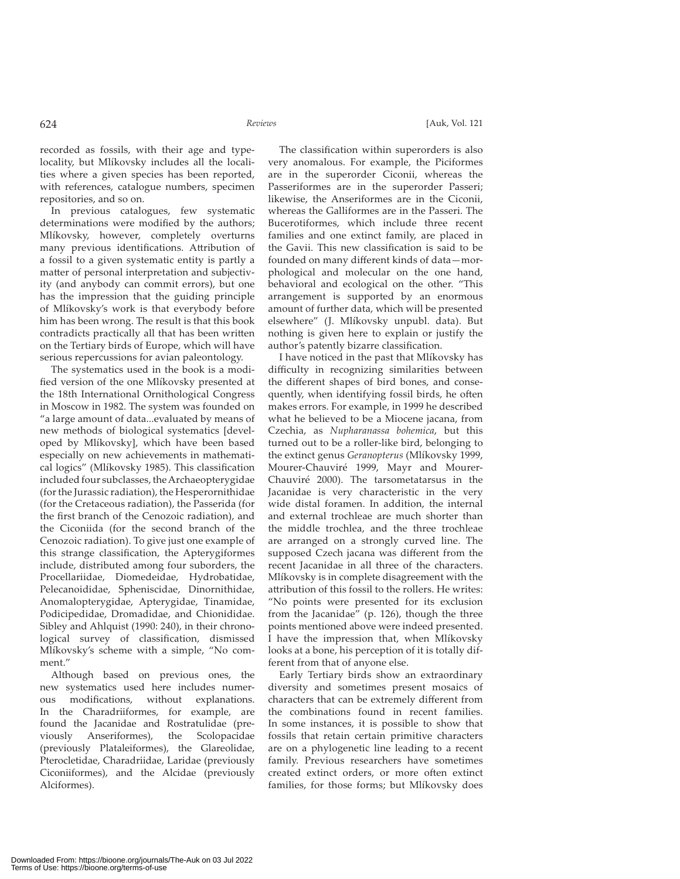recorded as fossils, with their age and type-locality, but Mlíkovsky includes all the localities where a given species has been reported, with references, catalogue numbers, specimen repositories, and so on.

In previous catalogues, few systematic determinations were modified by the authors; Mlíkovsky, however, completely overturns many previous identifications. Attribution of a fossil to a given systematic entity is partly a matter of personal interpretation and subjectivity (and anybody can commit errors), but one has the impression that the guiding principle of Mlíkovsky's work is that everybody before him has been wrong. The result is that this book contradicts practically all that has been written on the Tertiary birds of Europe, which will have serious repercussions for avian paleontology.

The systematics used in the book is a modified version of the one Mlíkovsky presented at the 18th International Ornithological Congress in Moscow in 1982. The system was founded on "a large amount of data...evaluated by means of new methods of biological systematics [developed by Mlíkovsky], which have been based especially on new achievements in mathematical logics" (Mlíkovsky 1985). This classification included four subclasses, the Archaeopterygidae (for the Jurassic radiation), the Hesperornithidae (for the Cretaceous radiation), the Passerida (for the first branch of the Cenozoic radiation), and the Ciconiida (for the second branch of the Cenozoic radiation). To give just one example of this strange classification, the Apterygiformes include, distributed among four suborders, the Procellariidae, Diomedeidae, Hydrobatidae, Pelecanoididae, Spheniscidae, Dinornithidae, Anomalopterygidae, Apterygidae, Tinamidae, Podicipedidae, Dromadidae, and Chionididae. Sibley and Ahlquist (1990: 240), in their chronological survey of classification, dismissed Mlíkovsky's scheme with a simple, "No comment."

Although based on previous ones, the new systematics used here includes numerous modifications, without explanations. In the Charadriiformes, for example, are found the Jacanidae and Rostratulidae (previously Anseriformes), the Scolopacidae (previously Plataleiformes), the Glareolidae, Pterocletidae, Charadriidae, Laridae (previously Ciconiiformes), and the Alcidae (previously Alciformes).

The classification within superorders is also very anomalous. For example, the Piciformes are in the superorder Ciconii, whereas the Passeriformes are in the superorder Passeri; likewise, the Anseriformes are in the Ciconii, whereas the Galliformes are in the Passeri. The Bucerotiformes, which include three recent families and one extinct family, are placed in the Gavii. This new classification is said to be founded on many different kinds of data—morphological and molecular on the one hand, behavioral and ecological on the other. "This arrangement is supported by an enormous amount of further data, which will be presented elsewhere" (J. Mlíkovsky unpubl. data). But nothing is given here to explain or justify the author's patently bizarre classification.

I have noticed in the past that Mlíkovsky has difficulty in recognizing similarities between the different shapes of bird bones, and consequently, when identifying fossil birds, he often makes errors. For example, in 1999 he described what he believed to be a Miocene jacana, from Czechia, as *Nupharanassa bohemica*, but this turned out to be a roller-like bird, belonging to the extinct genus *Geranopterus* (Mlíkovsky 1999, Mourer-Chauviré 1999, Mayr and Mourer-Chauviré 2000). The tarsometatarsus in the Jacanidae is very characteristic in the very wide distal foramen. In addition, the internal and external trochleae are much shorter than the middle trochlea, and the three trochleae are arranged on a strongly curved line. The supposed Czech jacana was different from the recent Jacanidae in all three of the characters. Mlíkovsky is in complete disagreement with the attribution of this fossil to the rollers. He writes: "No points were presented for its exclusion from the Jacanidae" (p. 126), though the three points mentioned above were indeed presented. I have the impression that, when Mlíkovsky looks at a bone, his perception of it is totally different from that of anyone else.

Early Tertiary birds show an extraordinary diversity and sometimes present mosaics of characters that can be extremely different from the combinations found in recent families. In some instances, it is possible to show that fossils that retain certain primitive characters are on a phylogenetic line leading to a recent family. Previous researchers have sometimes created extinct orders, or more often extinct families, for those forms; but Mlíkovsky does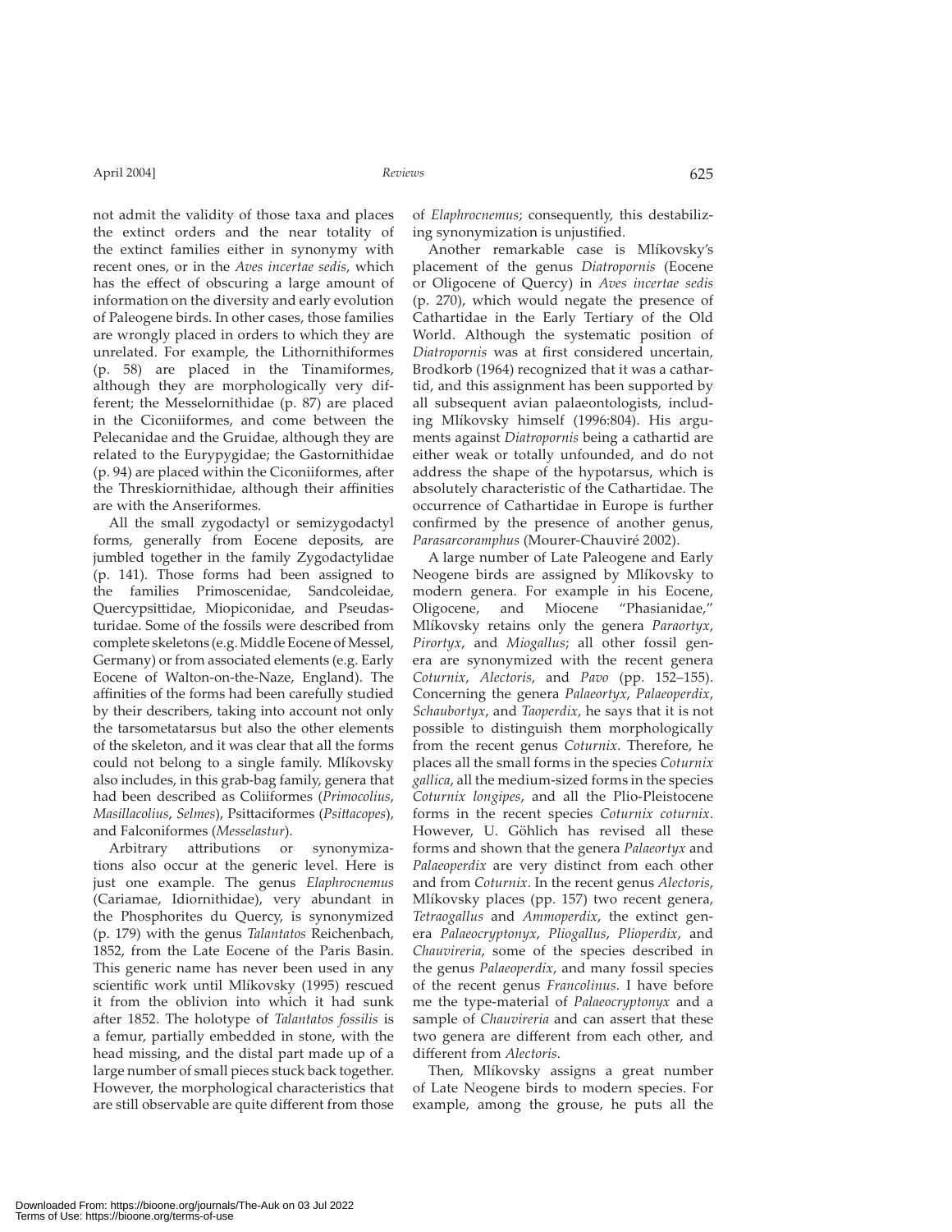not admit the validity of those taxa and places the extinct orders and the near totality of the extinct families either in synonymy with recent ones, or in the *Aves incertae sedis*, which has the effect of obscuring a large amount of information on the diversity and early evolution of Paleogene birds. In other cases, those families are wrongly placed in orders to which they are unrelated. For example, the Lithornithiformes (p. 58) are placed in the Tinamiformes, although they are morphologically very different; the Messelornithidae (p. 87) are placed in the Ciconiiformes, and come between the Pelecanidae and the Gruidae, although they are related to the Eurypygidae; the Gastornithidae (p. 94) are placed within the Ciconiiformes, after the Threskiornithidae, although their affinities are with the Anseriformes.

All the small zygodactyl or semizygodactyl forms, generally from Eocene deposits, are jumbled together in the family Zygodactylidae (p. 141). Those forms had been assigned to the families Primoscenidae, Sandcoleidae, Quercypsittidae, Miopiconidae, and Pseudasturidae. Some of the fossils were described from complete skeletons (e.g. Middle Eocene of Messel, Germany) or from associated elements (e.g. Early Eocene of Walton-on-the-Naze, England). The affinities of the forms had been carefully studied by their describers, taking into account not only the tarsometatarsus but also the other elements of the skeleton, and it was clear that all the forms could not belong to a single family. Mlíkovsky also includes, in this grab-bag family, genera that had been described as Coliiformes (*Primocolius*, *Masillacolius*, *Selmes*), Psittaciformes (*Psittacopes*), and Falconiformes (*Messelastur*).

Arbitrary attributions or synonymizations also occur at the generic level. Here is just one example. The genus *Elaphrocnemus* (Cariamae, Idiornithidae), very abundant in the Phosphorites du Quercy, is synonymized (p. 179) with the genus *Talantatos* Reichenbach, 1852, from the Late Eocene of the Paris Basin. This generic name has never been used in any scientific work until Mlíkovsky (1995) rescued it from the oblivion into which it had sunk after 1852. The holotype of *Talantatos fossilis* is a femur, partially embedded in stone, with the head missing, and the distal part made up of a large number of small pieces stuck back together. However, the morphological characteristics that are still observable are quite different from those of *Elaphrocnemus*; consequently, this destabilizing synonymization is unjustified.

Another remarkable case is Mlíkovsky's placement of the genus *Diatropornis* (Eocene or Oligocene of Quercy) in *Aves incertae sedis* (p. 270), which would negate the presence of Cathartidae in the Early Tertiary of the Old World. Although the systematic position of *Diatropornis* was at first considered uncertain, Brodkorb (1964) recognized that it was a cathartid, and this assignment has been supported by all subsequent avian palaeontologists, including Mlíkovsky himself (1996:804). His arguments against *Diatropornis* being a cathartid are either weak or totally unfounded, and do not address the shape of the hypotarsus, which is absolutely characteristic of the Cathartidae. The occurrence of Cathartidae in Europe is further confirmed by the presence of another genus, *Parasarcoramphus* (Mourer-Chauviré 2002).

A large number of Late Paleogene and Early Neogene birds are assigned by Mlíkovsky to modern genera. For example in his Eocene, Oligocene, and Miocene "Phasianidae," Mlíkovsky retains only the genera *Paraortyx*, *Pirortyx*, and *Miogallus*; all other fossil genera are synonymized with the recent genera *Coturnix*, *Alectoris*, and *Pavo* (pp. 152–155). Concerning the genera *Palaeortyx*, *Palaeoperdix*, *Schaubortyx*, and *Taoperdix*, he says that it is not possible to distinguish them morphologically from the recent genus *Coturnix*. Therefore, he places all the small forms in the species *Coturnix gallica*, all the medium-sized forms in the species *Coturnix longipes*, and all the Plio-Pleistocene forms in the recent species *Coturnix coturnix*. However, U. Göhlich has revised all these forms and shown that the genera *Palaeortyx* and *Palaeoperdix* are very distinct from each other and from *Coturnix*. In the recent genus *Alectoris*, Mlíkovsky places (pp. 157) two recent genera, *Tetraogallus* and *Ammoperdix*, the extinct genera *Palaeocryptonyx*, *Pliogallus*, *Plioperdix*, and *Chauvireria*, some of the species described in the genus *Palaeoperdix*, and many fossil species of the recent genus *Francolinus*. I have before me the type-material of *Palaeocryptonyx* and a sample of *Chauvireria* and can assert that these two genera are different from each other, and different from *Alectoris*.

Then, Mlíkovsky assigns a great number of Late Neogene birds to modern species. For example, among the grouse, he puts all the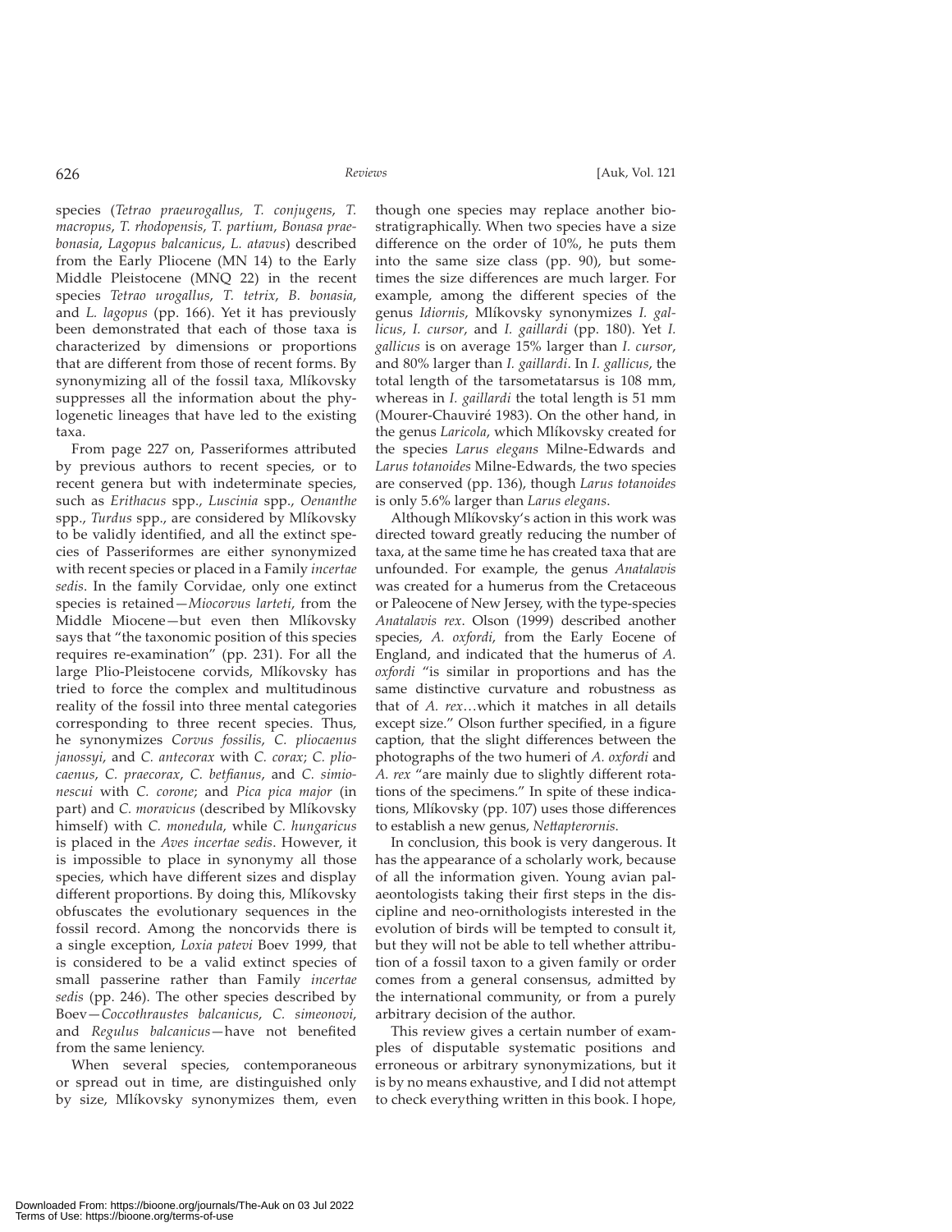species (*Tetrao praeurogallus*, *T. conjugens*, *T. macropus*, *T. rhodopensis*, *T. partium*, *Bonasa praebonasia*, *Lagopus balcanicus*, *L. atavus*) described from the Early Pliocene (MN 14) to the Early Middle Pleistocene (MNQ 22) in the recent species *Tetrao urogallus*, *T. tetrix*, *B. bonasia*, and *L. lagopus* (pp. 166). Yet it has previously been demonstrated that each of those taxa is characterized by dimensions or proportions that are different from those of recent forms. By synonymizing all of the fossil taxa, Mlíkovsky suppresses all the information about the phylogenetic lineages that have led to the existing taxa.

From page 227 on, Passeriformes attributed by previous authors to recent species, or to recent genera but with indeterminate species, such as *Erithacus* spp., *Luscinia* spp., *Oenanthe* spp., *Turdus* spp., are considered by Mlíkovsky to be validly identified, and all the extinct species of Passeriformes are either synonymized with recent species or placed in a Family *incertae sedis*. In the family Corvidae, only one extinct species is retained—*Miocorvus larteti*, from the Middle Miocene—but even then Mlíkovsky says that "the taxonomic position of this species requires re-examination" (pp. 231). For all the large Plio-Pleistocene corvids, Mlíkovsky has tried to force the complex and multitudinous reality of the fossil into three mental categories corresponding to three recent species. Thus, he synonymizes *Corvus fossilis*, *C. pliocaenus janossyi*, and *C. antecorax* with *C. corax*; *C. pliocaenus*, *C. praecorax*, *C. betfianus*, and *C. simionescui* with *C. corone*; and *Pica pica major* (in part) and *C. moravicus* (described by Mlíkovsky himself) with *C. monedula*, while *C. hungaricus* is placed in the *Aves incertae sedis*. However, it is impossible to place in synonymy all those species, which have different sizes and display different proportions. By doing this, Mlíkovsky obfuscates the evolutionary sequences in the fossil record. Among the noncorvids there is a single exception, *Loxia patevi* Boev 1999, that is considered to be a valid extinct species of small passerine rather than Family *incertae sedis* (pp. 246). The other species described by Boev—*Coccothraustes balcanicus*, *C. simeonovi*, and *Regulus balcanicus*—have not benefited from the same leniency.

When several species, contemporaneous or spread out in time, are distinguished only by size, Mlíkovsky synonymizes them, even though one species may replace another biostratigraphically. When two species have a size difference on the order of 10%, he puts them into the same size class (pp. 90), but sometimes the size differences are much larger. For example, among the different species of the genus *Idiornis*, Mlíkovsky synonymizes *I. gallicus*, *I. cursor*, and *I. gaillardi* (pp. 180). Yet *I. gallicus* is on average 15% larger than *I. cursor*, and 80% larger than *I. gaillardi*. In *I. gallicus*, the total length of the tarsometatarsus is 108 mm, whereas in *I. gaillardi* the total length is 51 mm (Mourer-Chauviré 1983). On the other hand, in the genus *Laricola*, which Mlíkovsky created for the species *Larus elegans* Milne-Edwards and *Larus totanoides* Milne-Edwards, the two species are conserved (pp. 136), though *Larus totanoides* is only 5.6% larger than *Larus elegans*.

Although Mlíkovsky's action in this work was directed toward greatly reducing the number of taxa, at the same time he has created taxa that are unfounded. For example, the genus *Anatalavis* was created for a humerus from the Cretaceous or Paleocene of New Jersey, with the type-species *Anatalavis rex*. Olson (1999) described another species, *A. oxfordi*, from the Early Eocene of England, and indicated that the humerus of *A. oxfordi* "is similar in proportions and has the same distinctive curvature and robustness as that of *A. rex*…which it matches in all details except size." Olson further specified, in a figure caption, that the slight differences between the photographs of the two humeri of *A. oxfordi* and *A. rex* "are mainly due to slightly different rotations of the specimens." In spite of these indications, Mlíkovsky (pp. 107) uses those differences to establish a new genus, *Nettapterornis*.

In conclusion, this book is very dangerous. It has the appearance of a scholarly work, because of all the information given. Young avian palaeontologists taking their first steps in the discipline and neo-ornithologists interested in the evolution of birds will be tempted to consult it, but they will not be able to tell whether attribution of a fossil taxon to a given family or order comes from a general consensus, admitted by the international community, or from a purely arbitrary decision of the author.

This review gives a certain number of examples of disputable systematic positions and erroneous or arbitrary synonymizations, but it is by no means exhaustive, and I did not attempt to check everything written in this book. I hope,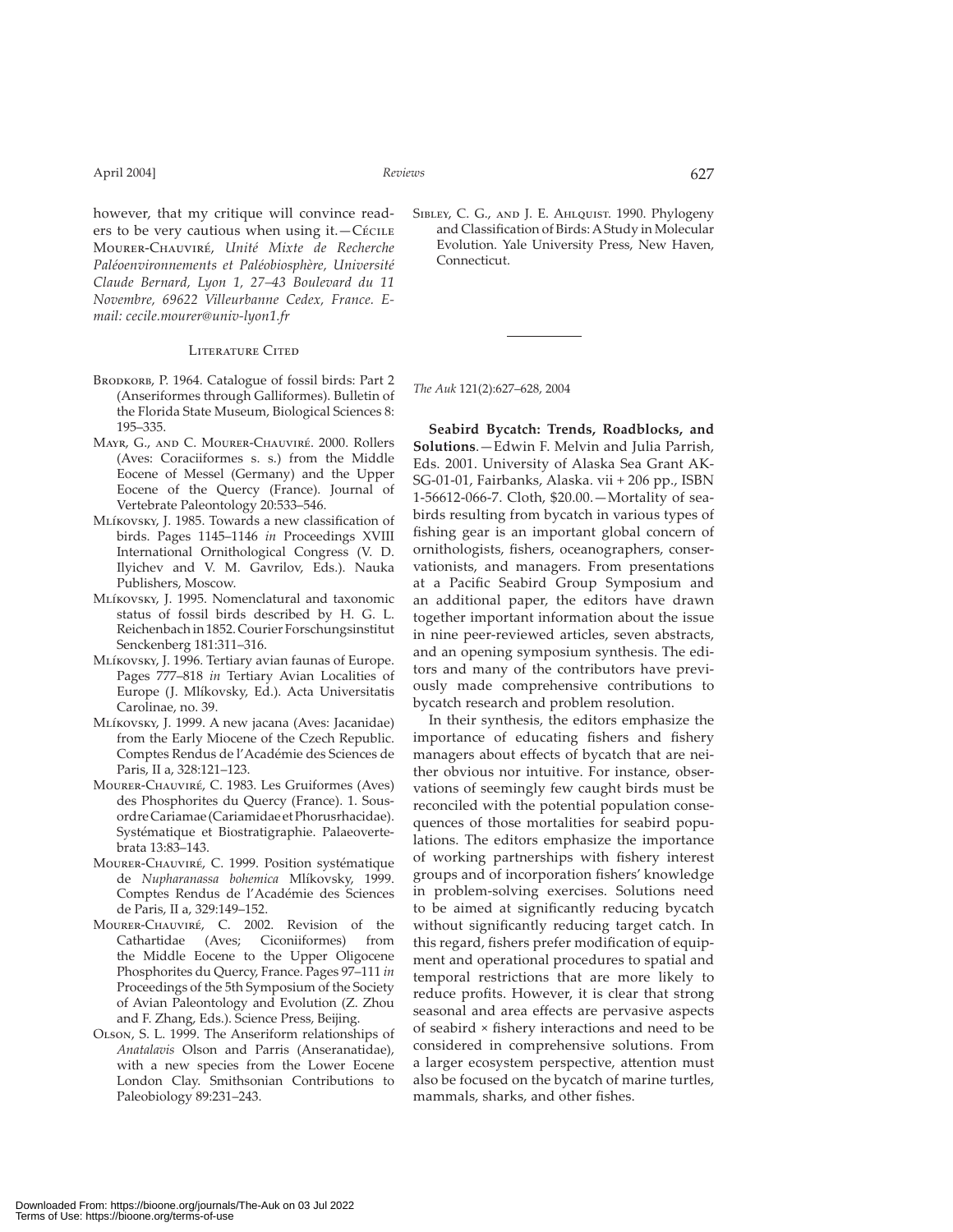however, that my critique will convince readers to be very cautious when using it.—Cécile Mourer-Chauviré, *Unité Mixte de Recherche Paléoenvironnements et Paléobiosphère, Université Claude Bernard, Lyon 1, 27–43 Boulevard du 11 Novembre, 69622 Villeurbanne Cedex, France. E-mail: cecile.mourer@univ-lyon1.fr*

## Literature Cited

Brodkorb, P. 1964. Catalogue of fossil birds: Part 2 (Anseriformes through Galliformes). Bulletin of the Florida State Museum, Biological Sciences 8: 195–335.

Mayr, G., and C. Mourer-Chauviré. 2000. Rollers (Aves: Coraciiformes s. s.) from the Middle Eocene of Messel (Germany) and the Upper Eocene of the Quercy (France). Journal of Vertebrate Paleontology 20:533–546.

Mlíkovsky, J. 1985. Towards a new classification of birds. Pages 1145–1146 *in* Proceedings XVIII International Ornithological Congress (V. D. Ilyichev and V. M. Gavrilov, Eds.). Nauka Publishers, Moscow.

Mlíkovsky, J. 1995. Nomenclatural and taxonomic status of fossil birds described by H. G. L. Reichenbach in 1852. Courier Forschungsinstitut Senckenberg 181:311–316.

Mlíkovsky, J. 1996. Tertiary avian faunas of Europe. Pages 777–818 *in* Tertiary Avian Localities of Europe (J. Mlíkovsky, Ed.). Acta Universitatis Carolinae, no. 39.

Mlíkovsky, J. 1999. A new jacana (Aves: Jacanidae) from the Early Miocene of the Czech Republic. Comptes Rendus de l'Académie des Sciences de Paris, II a, 328:121–123.

Mourer-Chauviré, C. 1983. Les Gruiformes (Aves) des Phosphorites du Quercy (France). 1. Sous-ordre Cariamae (Cariamidae et Phorusrhacidae). Systématique et Biostratigraphie. Palaeovertebrata 13:83–143.

Mourer-Chauviré, C. 1999. Position systématique de *Nupharanassa bohemica* Mlíkovsky, 1999. Comptes Rendus de l'Académie des Sciences de Paris, II a, 329:149–152.

Mourer-Chauviré, C. 2002. Revision of the Cathartidae (Aves; Ciconiiformes) from the Middle Eocene to the Upper Oligocene Phosphorites du Quercy, France. Pages 97–111 *in* Proceedings of the 5th Symposium of the Society of Avian Paleontology and Evolution (Z. Zhou and F. Zhang, Eds.). Science Press, Beijing.

Olson, S. L. 1999. The Anseriform relationships of *Anatalavis* Olson and Parris (Anseranatidae), with a new species from the Lower Eocene London Clay. Smithsonian Contributions to Paleobiology 89:231–243.

Sibley, C. G., and J. E. Ahlquist. 1990. Phylogeny and Classification of Birds: A Study in Molecular Evolution. Yale University Press, New Haven, Connecticut.

---

*The Auk* 121(2):627–628, 2004

**Seabird Bycatch: Trends, Roadblocks, and Solutions**.—Edwin F. Melvin and Julia Parrish, Eds. 2001. University of Alaska Sea Grant AK-SG-01-01, Fairbanks, Alaska. vii + 206 pp., ISBN 1-56612-066-7. Cloth, $20.00.—Mortality of seabirds resulting from bycatch in various types of fishing gear is an important global concern of ornithologists, fishers, oceanographers, conservationists, and managers. From presentations at a Pacific Seabird Group Symposium and an additional paper, the editors have drawn together important information about the issue in nine peer-reviewed articles, seven abstracts, and an opening symposium synthesis. The editors and many of the contributors have previously made comprehensive contributions to bycatch research and problem resolution.

In their synthesis, the editors emphasize the importance of educating fishers and fishery managers about effects of bycatch that are neither obvious nor intuitive. For instance, observations of seemingly few caught birds must be reconciled with the potential population consequences of those mortalities for seabird populations. The editors emphasize the importance of working partnerships with fishery interest groups and of incorporation fishers' knowledge in problem-solving exercises. Solutions need to be aimed at significantly reducing bycatch without significantly reducing target catch. In this regard, fishers prefer modification of equipment and operational procedures to spatial and temporal restrictions that are more likely to reduce profits. However, it is clear that strong seasonal and area effects are pervasive aspects of seabird × fishery interactions and need to be considered in comprehensive solutions. From a larger ecosystem perspective, attention must also be focused on the bycatch of marine turtles, mammals, sharks, and other fishes.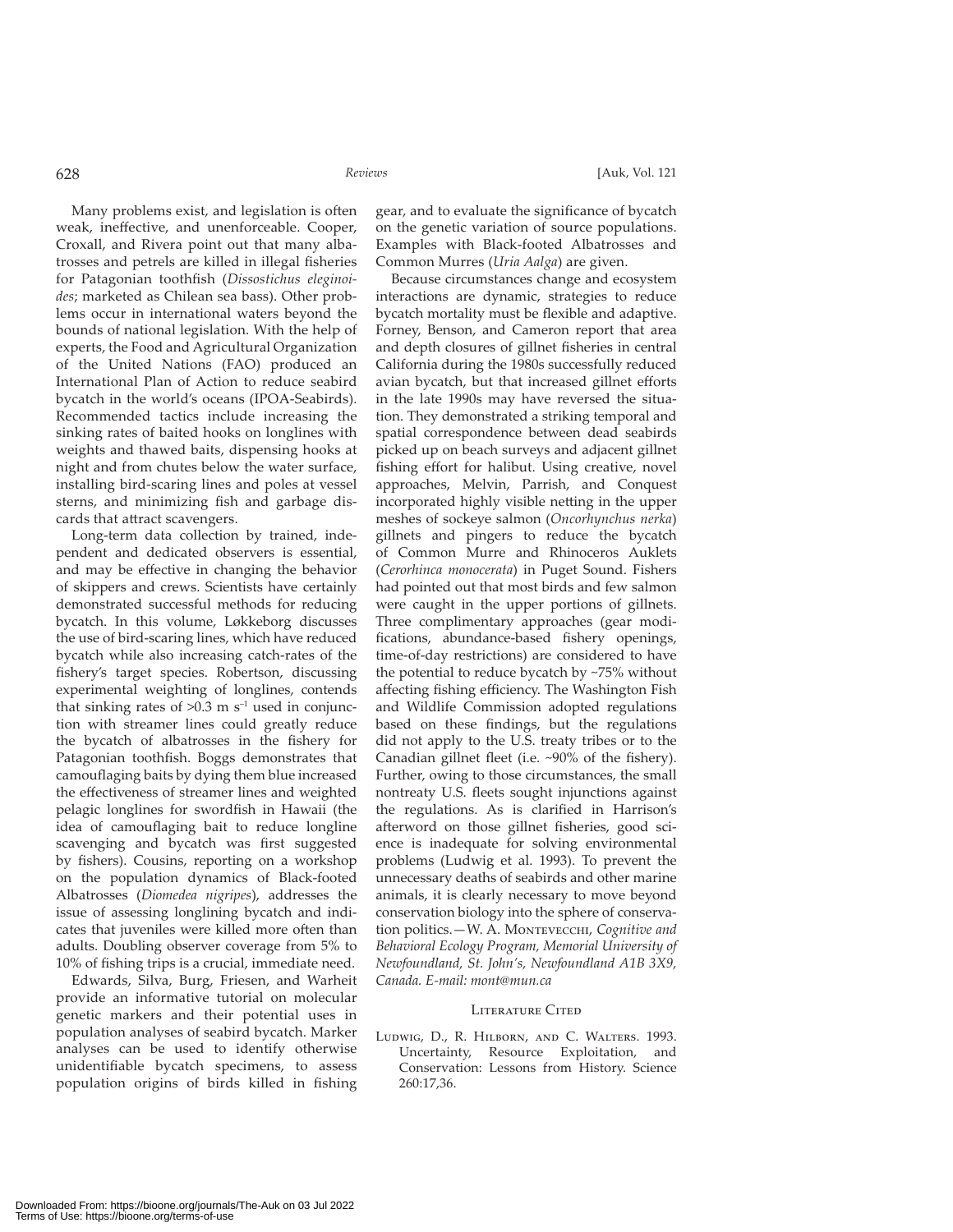Many problems exist, and legislation is often weak, ineffective, and unenforceable. Cooper, Croxall, and Rivera point out that many albatrosses and petrels are killed in illegal fisheries for Patagonian toothfish (*Dissostichus eleginoides*; marketed as Chilean sea bass). Other problems occur in international waters beyond the bounds of national legislation. With the help of experts, the Food and Agricultural Organization of the United Nations (FAO) produced an International Plan of Action to reduce seabird bycatch in the world's oceans (IPOA-Seabirds). Recommended tactics include increasing the sinking rates of baited hooks on longlines with weights and thawed baits, dispensing hooks at night and from chutes below the water surface, installing bird-scaring lines and poles at vessel sterns, and minimizing fish and garbage discards that attract scavengers.

Long-term data collection by trained, independent and dedicated observers is essential, and may be effective in changing the behavior of skippers and crews. Scientists have certainly demonstrated successful methods for reducing bycatch. In this volume, Løkkeborg discusses the use of bird-scaring lines, which have reduced bycatch while also increasing catch-rates of the fishery's target species. Robertson, discussing experimental weighting of longlines, contends that sinking rates of >0.3 m $s^{-1}$ used in conjunction with streamer lines could greatly reduce the bycatch of albatrosses in the fishery for Patagonian toothfish. Boggs demonstrates that camouflaging baits by dying them blue increased the effectiveness of streamer lines and weighted pelagic longlines for swordfish in Hawaii (the idea of camouflaging bait to reduce longline scavenging and bycatch was first suggested by fishers). Cousins, reporting on a workshop on the population dynamics of Black-footed Albatrosses (*Diomedea nigripes*), addresses the issue of assessing longlining bycatch and indicates that juveniles were killed more often than adults. Doubling observer coverage from 5% to 10% of fishing trips is a crucial, immediate need.

Edwards, Silva, Burg, Friesen, and Warheit provide an informative tutorial on molecular genetic markers and their potential uses in population analyses of seabird bycatch. Marker analyses can be used to identify otherwise unidentifiable bycatch specimens, to assess population origins of birds killed in fishing gear, and to evaluate the significance of bycatch on the genetic variation of source populations. Examples with Black-footed Albatrosses and Common Murres (*Uria Aalga*) are given.

Because circumstances change and ecosystem interactions are dynamic, strategies to reduce bycatch mortality must be flexible and adaptive. Forney, Benson, and Cameron report that area and depth closures of gillnet fisheries in central California during the 1980s successfully reduced avian bycatch, but that increased gillnet efforts in the late 1990s may have reversed the situation. They demonstrated a striking temporal and spatial correspondence between dead seabirds picked up on beach surveys and adjacent gillnet fishing effort for halibut. Using creative, novel approaches, Melvin, Parrish, and Conquest incorporated highly visible netting in the upper meshes of sockeye salmon (*Oncorhynchus nerka*) gillnets and pingers to reduce the bycatch of Common Murre and Rhinoceros Auklets (*Cerorhinca monocerata*) in Puget Sound. Fishers had pointed out that most birds and few salmon were caught in the upper portions of gillnets. Three complimentary approaches (gear modifications, abundance-based fishery openings, time-of-day restrictions) are considered to have the potential to reduce bycatch by ~75% without affecting fishing efficiency. The Washington Fish and Wildlife Commission adopted regulations based on these findings, but the regulations did not apply to the U.S. treaty tribes or to the Canadian gillnet fleet (i.e. ~90% of the fishery). Further, owing to those circumstances, the small nontreaty U.S. fleets sought injunctions against the regulations. As is clarified in Harrison's afterword on those gillnet fisheries, good science is inadequate for solving environmental problems (Ludwig et al. 1993). To prevent the unnecessary deaths of seabirds and other marine animals, it is clearly necessary to move beyond conservation biology into the sphere of conservation politics.—W. A. Montevecchi, *Cognitive and Behavioral Ecology Program, Memorial University of Newfoundland, St. John's, Newfoundland A1B 3X9, Canada. E-mail: mont@mun.ca*

## Literature Cited

Ludwig, D., R. Hilborn, and C. Walters. 1993. Uncertainty, Resource Exploitation, and Conservation: Lessons from History. Science 260:17,36.